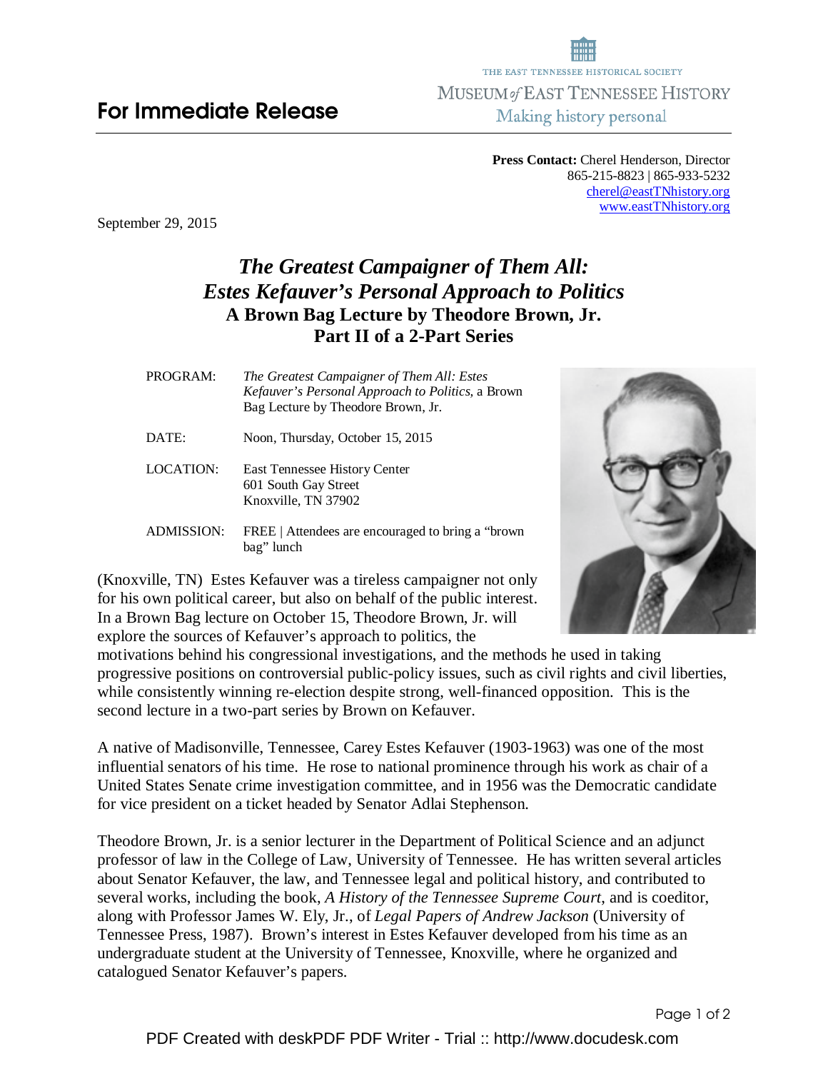THE EAST TENNESSEE HISTORICAL SOCIETY

MUSEUM *of* EAST TENNESSEE HISTORY

Making history personal

## For Immediate Release

**Press Contact:** Cherel Henderson, Director
865-215-8823 | 865-933-5232
cherel@eastTNhistory.org
www.eastTNhistory.org

September 29, 2015

# *The Greatest Campaigner of Them All: Estes Kefauver's Personal Approach to Politics*
## A Brown Bag Lecture by Theodore Brown, Jr.
## Part II of a 2-Part Series

| | |
|---|---|
| PROGRAM: | *The Greatest Campaigner of Them All: Estes Kefauver's Personal Approach to Politics,* a Brown Bag Lecture by Theodore Brown, Jr. |
| DATE: | Noon, Thursday, October 15, 2015 |
| LOCATION: | East Tennessee History Center<br>601 South Gay Street<br>Knoxville, TN 37902 |
| ADMISSION: | FREE \| Attendees are encouraged to bring a "brown bag" lunch |

(Knoxville, TN) Estes Kefauver was a tireless campaigner not only for his own political career, but also on behalf of the public interest. In a Brown Bag lecture on October 15, Theodore Brown, Jr. will explore the sources of Kefauver's approach to politics, the motivations behind his congressional investigations, and the methods he used in taking progressive positions on controversial public-policy issues, such as civil rights and civil liberties, while consistently winning re-election despite strong, well-financed opposition. This is the second lecture in a two-part series by Brown on Kefauver.

A native of Madisonville, Tennessee, Carey Estes Kefauver (1903-1963) was one of the most influential senators of his time. He rose to national prominence through his work as chair of a United States Senate crime investigation committee, and in 1956 was the Democratic candidate for vice president on a ticket headed by Senator Adlai Stephenson.

Theodore Brown, Jr. is a senior lecturer in the Department of Political Science and an adjunct professor of law in the College of Law, University of Tennessee. He has written several articles about Senator Kefauver, the law, and Tennessee legal and political history, and contributed to several works, including the book, *A History of the Tennessee Supreme Court*, and is coeditor, along with Professor James W. Ely, Jr., of *Legal Papers of Andrew Jackson* (University of Tennessee Press, 1987). Brown's interest in Estes Kefauver developed from his time as an undergraduate student at the University of Tennessee, Knoxville, where he organized and catalogued Senator Kefauver's papers.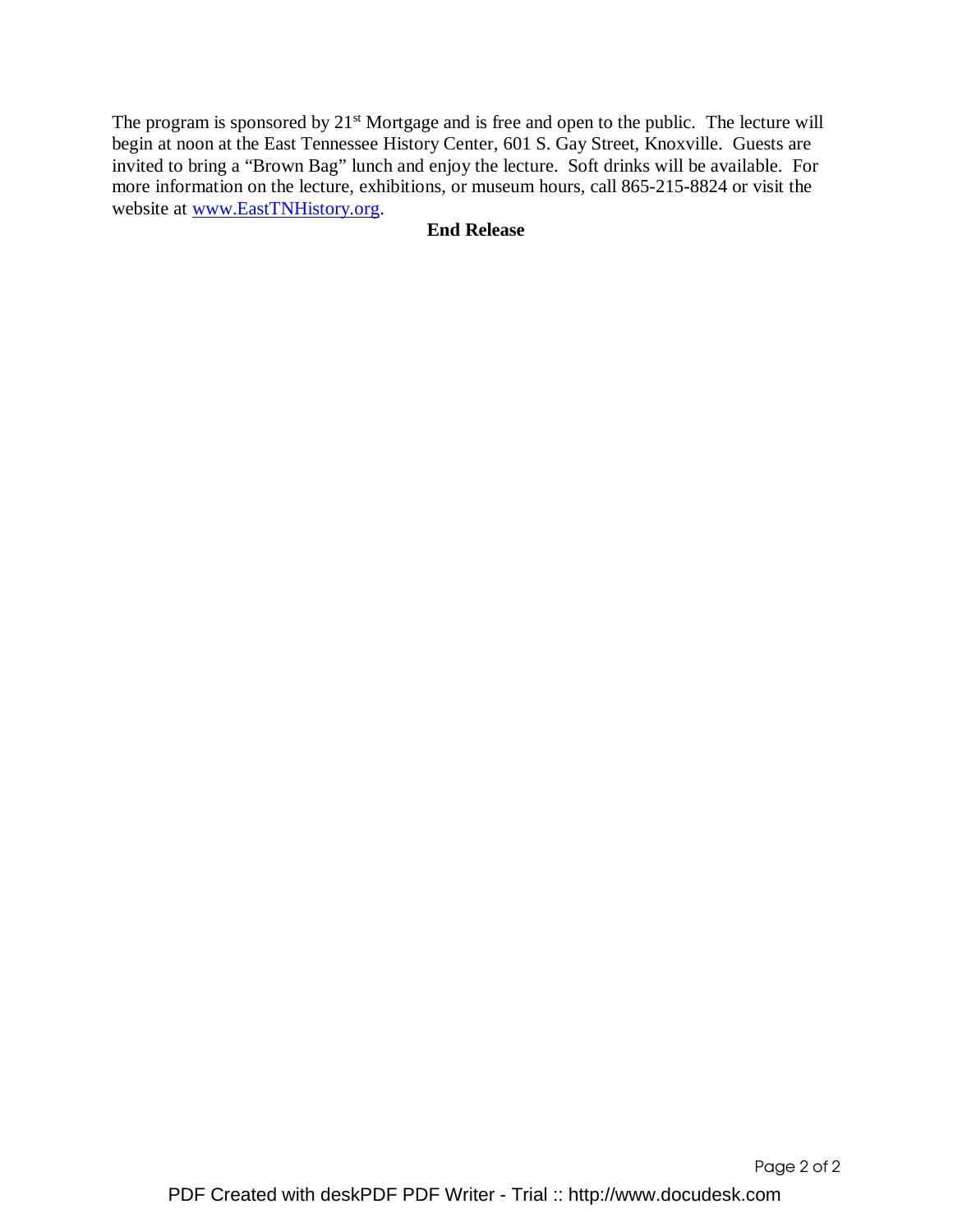The program is sponsored by 21st Mortgage and is free and open to the public. The lecture will begin at noon at the East Tennessee History Center, 601 S. Gay Street, Knoxville. Guests are invited to bring a "Brown Bag" lunch and enjoy the lecture. Soft drinks will be available. For more information on the lecture, exhibitions, or museum hours, call 865-215-8824 or visit the website at www.EastTNHistory.org.

**End Release**

PDF Created with deskPDF PDF Writer - Trial :: http://www.docudesk.com